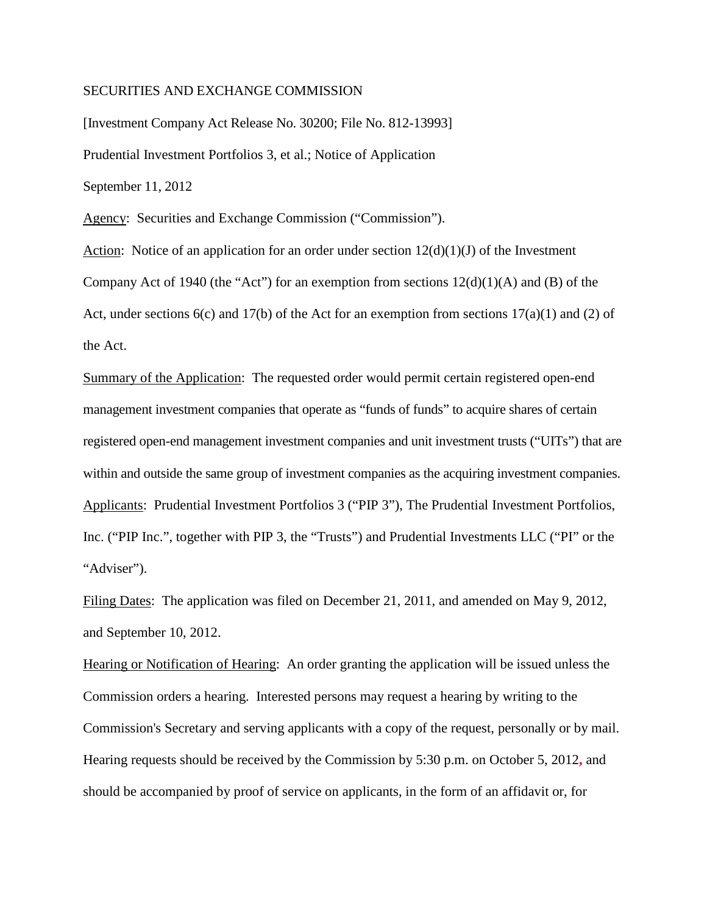SECURITIES AND EXCHANGE COMMISSION

[Investment Company Act Release No. 30200; File No. 812-13993]

Prudential Investment Portfolios 3, et al.; Notice of Application

September 11, 2012

Agency: Securities and Exchange Commission ("Commission").

Action: Notice of an application for an order under section 12(d)(1)(J) of the Investment Company Act of 1940 (the "Act") for an exemption from sections 12(d)(1)(A) and (B) of the Act, under sections 6(c) and 17(b) of the Act for an exemption from sections 17(a)(1) and (2) of the Act.

Summary of the Application: The requested order would permit certain registered open-end management investment companies that operate as "funds of funds" to acquire shares of certain registered open-end management investment companies and unit investment trusts ("UITs") that are within and outside the same group of investment companies as the acquiring investment companies.

Applicants: Prudential Investment Portfolios 3 ("PIP 3"), The Prudential Investment Portfolios, Inc. ("PIP Inc.", together with PIP 3, the "Trusts") and Prudential Investments LLC ("PI" or the "Adviser").

Filing Dates: The application was filed on December 21, 2011, and amended on May 9, 2012, and September 10, 2012.

Hearing or Notification of Hearing: An order granting the application will be issued unless the Commission orders a hearing. Interested persons may request a hearing by writing to the Commission's Secretary and serving applicants with a copy of the request, personally or by mail. Hearing requests should be received by the Commission by 5:30 p.m. on October 5, 2012, and should be accompanied by proof of service on applicants, in the form of an affidavit or, for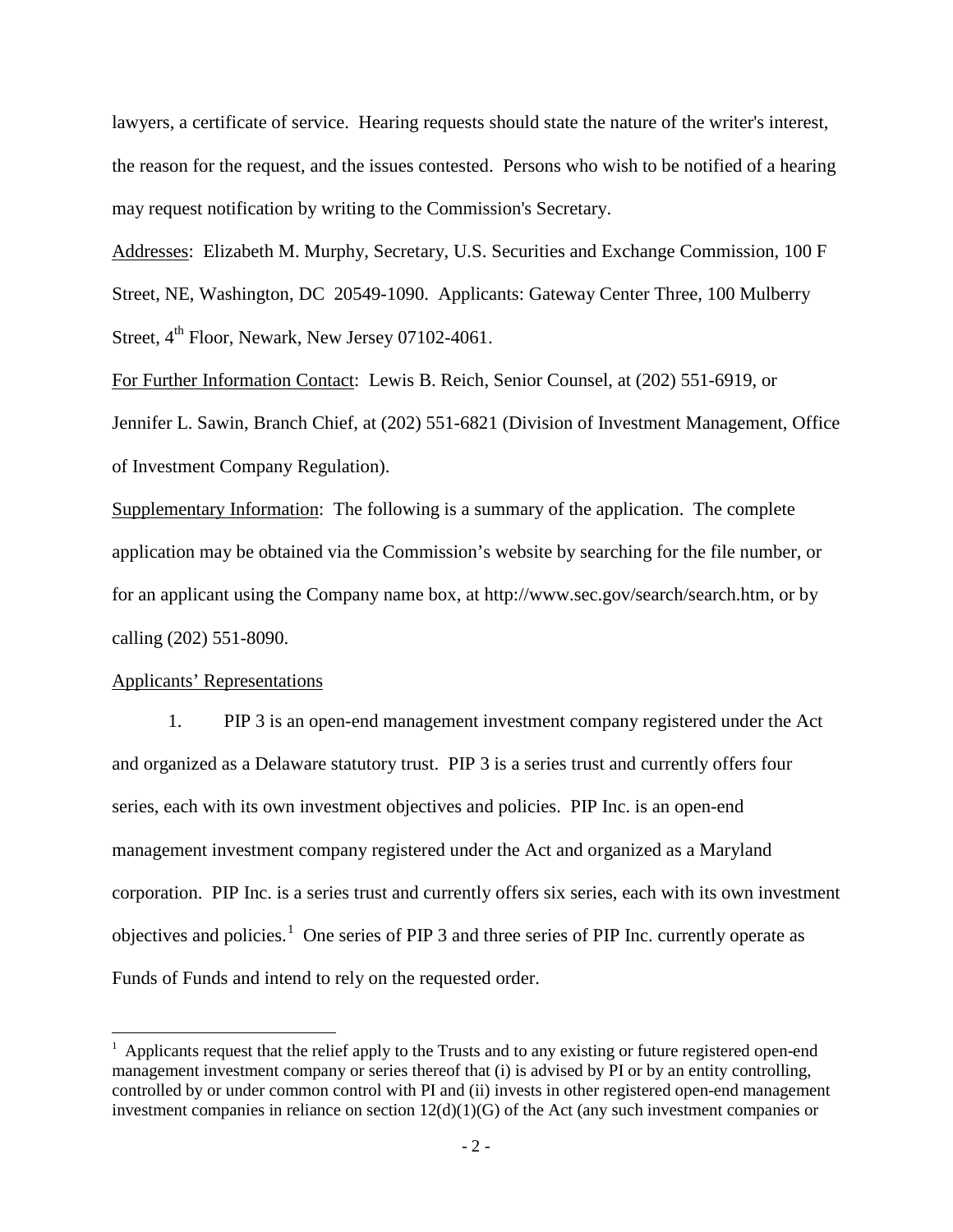lawyers, a certificate of service. Hearing requests should state the nature of the writer's interest, the reason for the request, and the issues contested. Persons who wish to be notified of a hearing may request notification by writing to the Commission's Secretary.

Addresses: Elizabeth M. Murphy, Secretary, U.S. Securities and Exchange Commission, 100 F Street, NE, Washington, DC 20549-1090. Applicants: Gateway Center Three, 100 Mulberry Street, 4th Floor, Newark, New Jersey 07102-4061.

For Further Information Contact: Lewis B. Reich, Senior Counsel, at (202) 551-6919, or Jennifer L. Sawin, Branch Chief, at (202) 551-6821 (Division of Investment Management, Office of Investment Company Regulation).

Supplementary Information: The following is a summary of the application. The complete application may be obtained via the Commission's website by searching for the file number, or for an applicant using the Company name box, at http://www.sec.gov/search/search.htm, or by calling (202) 551-8090.

Applicants' Representations

1. PIP 3 is an open-end management investment company registered under the Act and organized as a Delaware statutory trust. PIP 3 is a series trust and currently offers four series, each with its own investment objectives and policies. PIP Inc. is an open-end management investment company registered under the Act and organized as a Maryland corporation. PIP Inc. is a series trust and currently offers six series, each with its own investment objectives and policies.[1] One series of PIP 3 and three series of PIP Inc. currently operate as Funds of Funds and intend to rely on the requested order.

[1] Applicants request that the relief apply to the Trusts and to any existing or future registered open-end management investment company or series thereof that (i) is advised by PI or by an entity controlling, controlled by or under common control with PI and (ii) invests in other registered open-end management investment companies in reliance on section 12(d)(1)(G) of the Act (any such investment companies or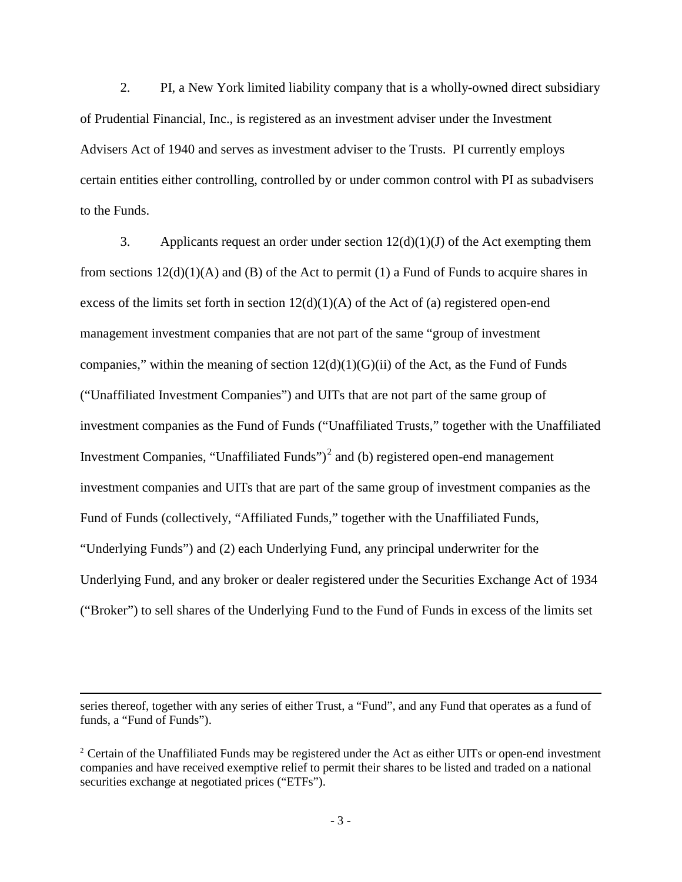2. PI, a New York limited liability company that is a wholly-owned direct subsidiary of Prudential Financial, Inc., is registered as an investment adviser under the Investment Advisers Act of 1940 and serves as investment adviser to the Trusts. PI currently employs certain entities either controlling, controlled by or under common control with PI as subadvisers to the Funds.

3. Applicants request an order under section 12(d)(1)(J) of the Act exempting them from sections 12(d)(1)(A) and (B) of the Act to permit (1) a Fund of Funds to acquire shares in excess of the limits set forth in section 12(d)(1)(A) of the Act of (a) registered open-end management investment companies that are not part of the same "group of investment companies," within the meaning of section 12(d)(1)(G)(ii) of the Act, as the Fund of Funds ("Unaffiliated Investment Companies") and UITs that are not part of the same group of investment companies as the Fund of Funds ("Unaffiliated Trusts," together with the Unaffiliated Investment Companies, "Unaffiliated Funds")[2] and (b) registered open-end management investment companies and UITs that are part of the same group of investment companies as the Fund of Funds (collectively, "Affiliated Funds," together with the Unaffiliated Funds, "Underlying Funds") and (2) each Underlying Fund, any principal underwriter for the Underlying Fund, and any broker or dealer registered under the Securities Exchange Act of 1934 ("Broker") to sell shares of the Underlying Fund to the Fund of Funds in excess of the limits set

---

series thereof, together with any series of either Trust, a "Fund", and any Fund that operates as a fund of funds, a "Fund of Funds").

[2] Certain of the Unaffiliated Funds may be registered under the Act as either UITs or open-end investment companies and have received exemptive relief to permit their shares to be listed and traded on a national securities exchange at negotiated prices ("ETFs").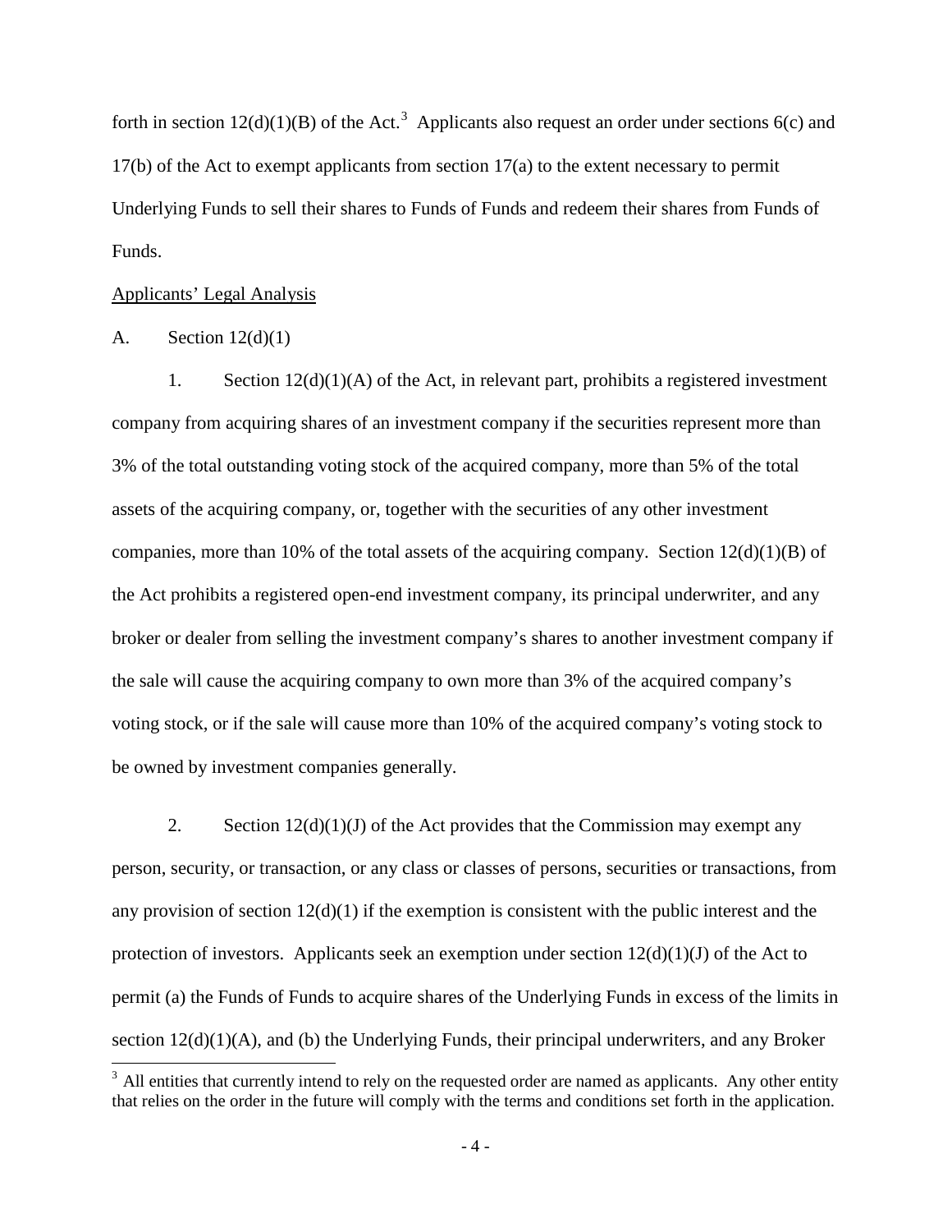forth in section 12(d)(1)(B) of the Act.[3] Applicants also request an order under sections 6(c) and 17(b) of the Act to exempt applicants from section 17(a) to the extent necessary to permit Underlying Funds to sell their shares to Funds of Funds and redeem their shares from Funds of Funds.

Applicants' Legal Analysis

A. Section 12(d)(1)

1. Section 12(d)(1)(A) of the Act, in relevant part, prohibits a registered investment company from acquiring shares of an investment company if the securities represent more than 3% of the total outstanding voting stock of the acquired company, more than 5% of the total assets of the acquiring company, or, together with the securities of any other investment companies, more than 10% of the total assets of the acquiring company. Section 12(d)(1)(B) of the Act prohibits a registered open-end investment company, its principal underwriter, and any broker or dealer from selling the investment company's shares to another investment company if the sale will cause the acquiring company to own more than 3% of the acquired company's voting stock, or if the sale will cause more than 10% of the acquired company's voting stock to be owned by investment companies generally.

2. Section 12(d)(1)(J) of the Act provides that the Commission may exempt any person, security, or transaction, or any class or classes of persons, securities or transactions, from any provision of section 12(d)(1) if the exemption is consistent with the public interest and the protection of investors. Applicants seek an exemption under section 12(d)(1)(J) of the Act to permit (a) the Funds of Funds to acquire shares of the Underlying Funds in excess of the limits in section 12(d)(1)(A), and (b) the Underlying Funds, their principal underwriters, and any Broker

[3] All entities that currently intend to rely on the requested order are named as applicants. Any other entity that relies on the order in the future will comply with the terms and conditions set forth in the application.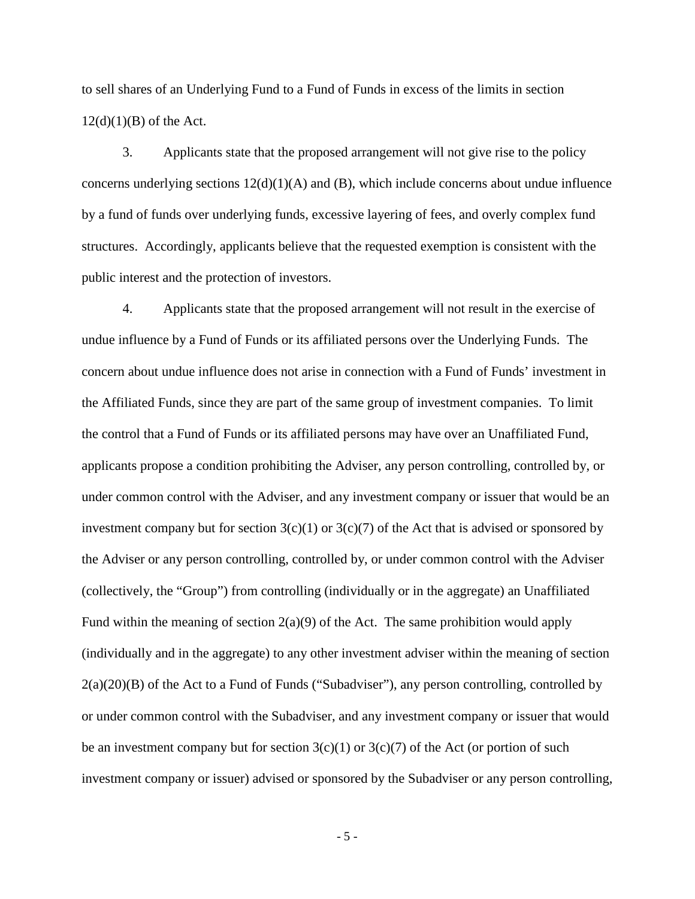to sell shares of an Underlying Fund to a Fund of Funds in excess of the limits in section 12(d)(1)(B) of the Act.

3. Applicants state that the proposed arrangement will not give rise to the policy concerns underlying sections 12(d)(1)(A) and (B), which include concerns about undue influence by a fund of funds over underlying funds, excessive layering of fees, and overly complex fund structures. Accordingly, applicants believe that the requested exemption is consistent with the public interest and the protection of investors.

4. Applicants state that the proposed arrangement will not result in the exercise of undue influence by a Fund of Funds or its affiliated persons over the Underlying Funds. The concern about undue influence does not arise in connection with a Fund of Funds' investment in the Affiliated Funds, since they are part of the same group of investment companies. To limit the control that a Fund of Funds or its affiliated persons may have over an Unaffiliated Fund, applicants propose a condition prohibiting the Adviser, any person controlling, controlled by, or under common control with the Adviser, and any investment company or issuer that would be an investment company but for section 3(c)(1) or 3(c)(7) of the Act that is advised or sponsored by the Adviser or any person controlling, controlled by, or under common control with the Adviser (collectively, the "Group") from controlling (individually or in the aggregate) an Unaffiliated Fund within the meaning of section 2(a)(9) of the Act. The same prohibition would apply (individually and in the aggregate) to any other investment adviser within the meaning of section 2(a)(20)(B) of the Act to a Fund of Funds ("Subadviser"), any person controlling, controlled by or under common control with the Subadviser, and any investment company or issuer that would be an investment company but for section 3(c)(1) or 3(c)(7) of the Act (or portion of such investment company or issuer) advised or sponsored by the Subadviser or any person controlling,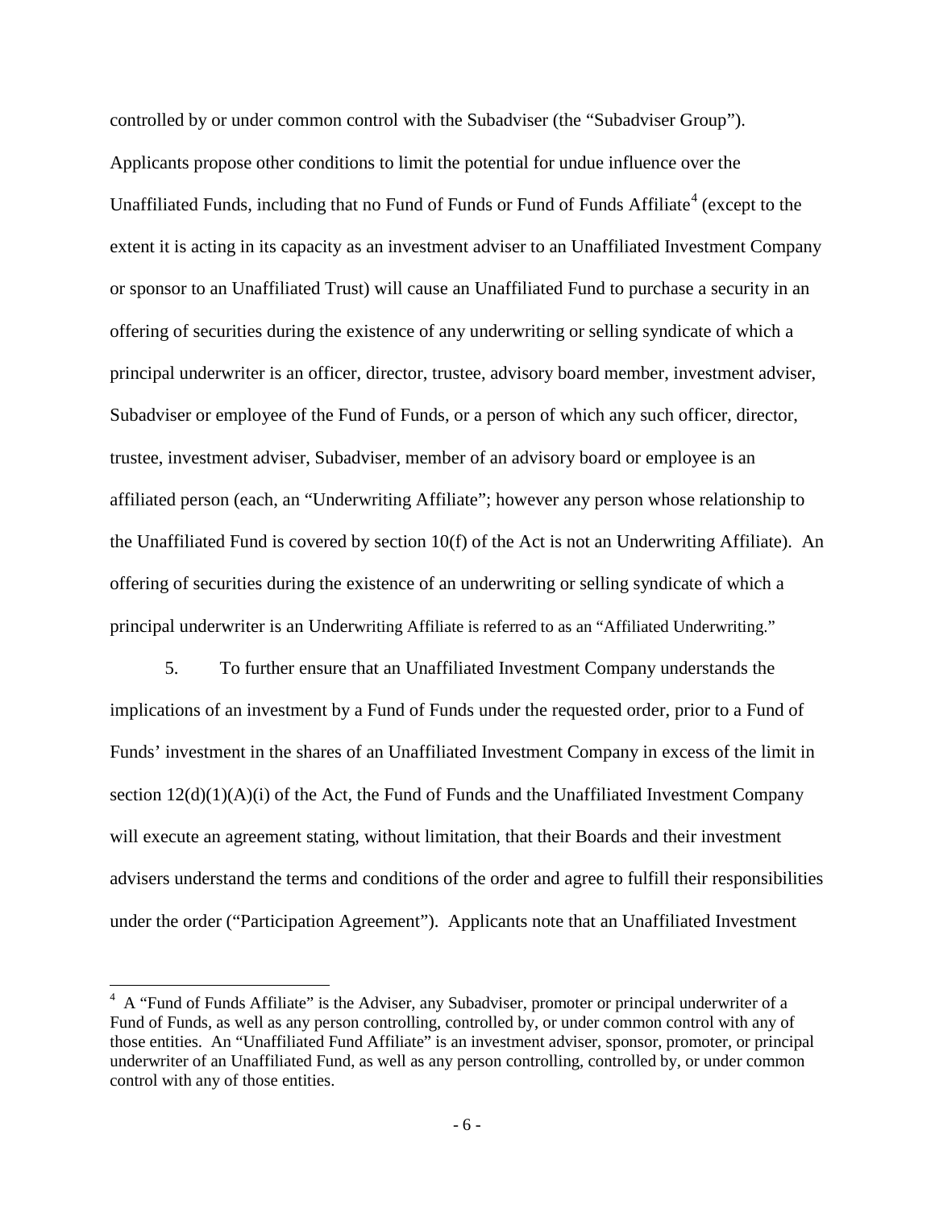controlled by or under common control with the Subadviser (the "Subadviser Group"). Applicants propose other conditions to limit the potential for undue influence over the Unaffiliated Funds, including that no Fund of Funds or Fund of Funds Affiliate[4] (except to the extent it is acting in its capacity as an investment adviser to an Unaffiliated Investment Company or sponsor to an Unaffiliated Trust) will cause an Unaffiliated Fund to purchase a security in an offering of securities during the existence of any underwriting or selling syndicate of which a principal underwriter is an officer, director, trustee, advisory board member, investment adviser, Subadviser or employee of the Fund of Funds, or a person of which any such officer, director, trustee, investment adviser, Subadviser, member of an advisory board or employee is an affiliated person (each, an "Underwriting Affiliate"; however any person whose relationship to the Unaffiliated Fund is covered by section 10(f) of the Act is not an Underwriting Affiliate). An offering of securities during the existence of an underwriting or selling syndicate of which a principal underwriter is an Underwriting Affiliate is referred to as an "Affiliated Underwriting."

5. To further ensure that an Unaffiliated Investment Company understands the implications of an investment by a Fund of Funds under the requested order, prior to a Fund of Funds' investment in the shares of an Unaffiliated Investment Company in excess of the limit in section 12(d)(1)(A)(i) of the Act, the Fund of Funds and the Unaffiliated Investment Company will execute an agreement stating, without limitation, that their Boards and their investment advisers understand the terms and conditions of the order and agree to fulfill their responsibilities under the order ("Participation Agreement"). Applicants note that an Unaffiliated Investment

[4] A "Fund of Funds Affiliate" is the Adviser, any Subadviser, promoter or principal underwriter of a Fund of Funds, as well as any person controlling, controlled by, or under common control with any of those entities. An "Unaffiliated Fund Affiliate" is an investment adviser, sponsor, promoter, or principal underwriter of an Unaffiliated Fund, as well as any person controlling, controlled by, or under common control with any of those entities.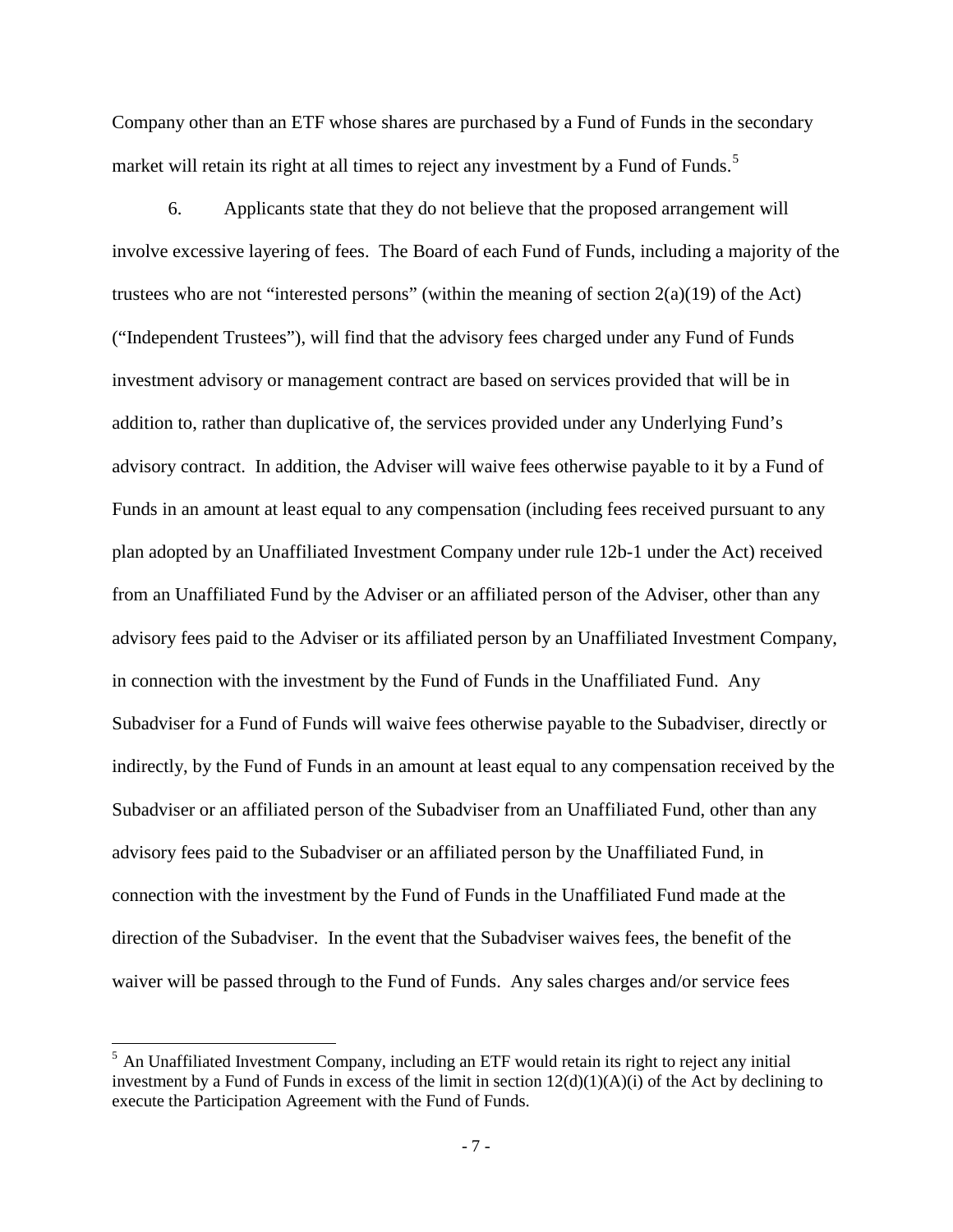Company other than an ETF whose shares are purchased by a Fund of Funds in the secondary market will retain its right at all times to reject any investment by a Fund of Funds.[5]

6. Applicants state that they do not believe that the proposed arrangement will involve excessive layering of fees. The Board of each Fund of Funds, including a majority of the trustees who are not "interested persons" (within the meaning of section 2(a)(19) of the Act) ("Independent Trustees"), will find that the advisory fees charged under any Fund of Funds investment advisory or management contract are based on services provided that will be in addition to, rather than duplicative of, the services provided under any Underlying Fund's advisory contract. In addition, the Adviser will waive fees otherwise payable to it by a Fund of Funds in an amount at least equal to any compensation (including fees received pursuant to any plan adopted by an Unaffiliated Investment Company under rule 12b-1 under the Act) received from an Unaffiliated Fund by the Adviser or an affiliated person of the Adviser, other than any advisory fees paid to the Adviser or its affiliated person by an Unaffiliated Investment Company, in connection with the investment by the Fund of Funds in the Unaffiliated Fund. Any Subadviser for a Fund of Funds will waive fees otherwise payable to the Subadviser, directly or indirectly, by the Fund of Funds in an amount at least equal to any compensation received by the Subadviser or an affiliated person of the Subadviser from an Unaffiliated Fund, other than any advisory fees paid to the Subadviser or an affiliated person by the Unaffiliated Fund, in connection with the investment by the Fund of Funds in the Unaffiliated Fund made at the direction of the Subadviser. In the event that the Subadviser waives fees, the benefit of the waiver will be passed through to the Fund of Funds. Any sales charges and/or service fees

[5] An Unaffiliated Investment Company, including an ETF would retain its right to reject any initial investment by a Fund of Funds in excess of the limit in section 12(d)(1)(A)(i) of the Act by declining to execute the Participation Agreement with the Fund of Funds.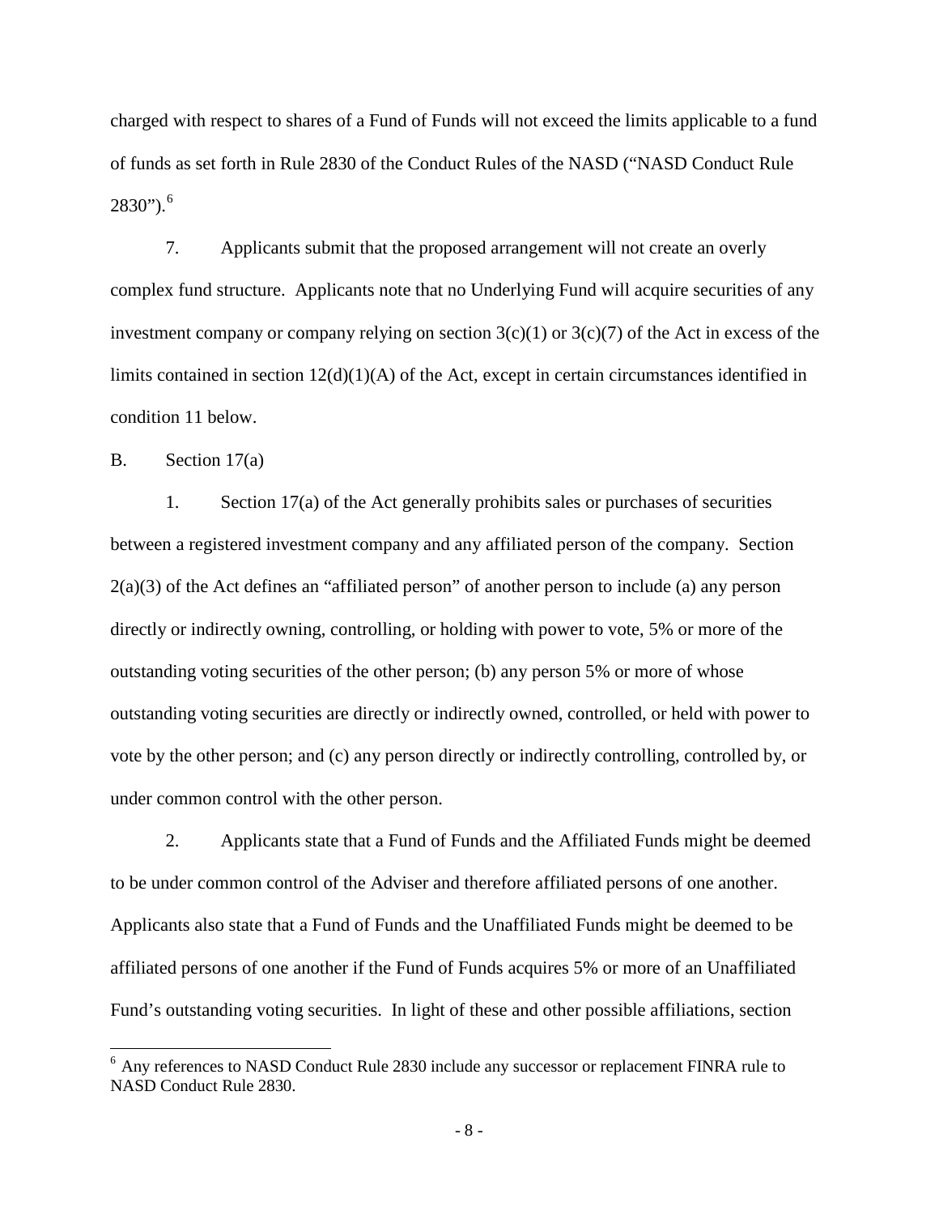charged with respect to shares of a Fund of Funds will not exceed the limits applicable to a fund of funds as set forth in Rule 2830 of the Conduct Rules of the NASD ("NASD Conduct Rule 2830").[6]

7. Applicants submit that the proposed arrangement will not create an overly complex fund structure. Applicants note that no Underlying Fund will acquire securities of any investment company or company relying on section 3(c)(1) or 3(c)(7) of the Act in excess of the limits contained in section 12(d)(1)(A) of the Act, except in certain circumstances identified in condition 11 below.

B. Section 17(a)

1. Section 17(a) of the Act generally prohibits sales or purchases of securities between a registered investment company and any affiliated person of the company. Section 2(a)(3) of the Act defines an "affiliated person" of another person to include (a) any person directly or indirectly owning, controlling, or holding with power to vote, 5% or more of the outstanding voting securities of the other person; (b) any person 5% or more of whose outstanding voting securities are directly or indirectly owned, controlled, or held with power to vote by the other person; and (c) any person directly or indirectly controlling, controlled by, or under common control with the other person.

2. Applicants state that a Fund of Funds and the Affiliated Funds might be deemed to be under common control of the Adviser and therefore affiliated persons of one another. Applicants also state that a Fund of Funds and the Unaffiliated Funds might be deemed to be affiliated persons of one another if the Fund of Funds acquires 5% or more of an Unaffiliated Fund's outstanding voting securities. In light of these and other possible affiliations, section

[6] Any references to NASD Conduct Rule 2830 include any successor or replacement FINRA rule to NASD Conduct Rule 2830.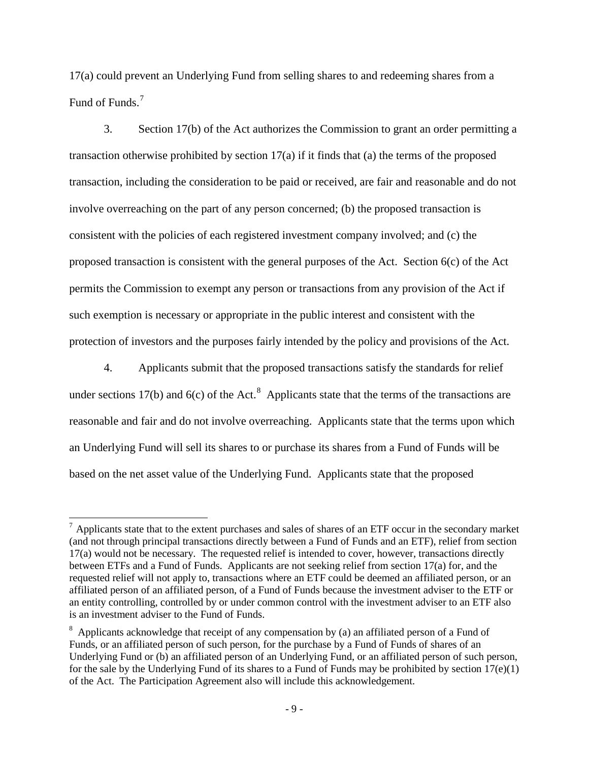17(a) could prevent an Underlying Fund from selling shares to and redeeming shares from a Fund of Funds.[7]

3. Section 17(b) of the Act authorizes the Commission to grant an order permitting a transaction otherwise prohibited by section 17(a) if it finds that (a) the terms of the proposed transaction, including the consideration to be paid or received, are fair and reasonable and do not involve overreaching on the part of any person concerned; (b) the proposed transaction is consistent with the policies of each registered investment company involved; and (c) the proposed transaction is consistent with the general purposes of the Act. Section 6(c) of the Act permits the Commission to exempt any person or transactions from any provision of the Act if such exemption is necessary or appropriate in the public interest and consistent with the protection of investors and the purposes fairly intended by the policy and provisions of the Act.

4. Applicants submit that the proposed transactions satisfy the standards for relief under sections 17(b) and 6(c) of the Act.[8] Applicants state that the terms of the transactions are reasonable and fair and do not involve overreaching. Applicants state that the terms upon which an Underlying Fund will sell its shares to or purchase its shares from a Fund of Funds will be based on the net asset value of the Underlying Fund. Applicants state that the proposed

---

[7] Applicants state that to the extent purchases and sales of shares of an ETF occur in the secondary market (and not through principal transactions directly between a Fund of Funds and an ETF), relief from section 17(a) would not be necessary. The requested relief is intended to cover, however, transactions directly between ETFs and a Fund of Funds. Applicants are not seeking relief from section 17(a) for, and the requested relief will not apply to, transactions where an ETF could be deemed an affiliated person, or an affiliated person of an affiliated person, of a Fund of Funds because the investment adviser to the ETF or an entity controlling, controlled by or under common control with the investment adviser to an ETF also is an investment adviser to the Fund of Funds.

[8] Applicants acknowledge that receipt of any compensation by (a) an affiliated person of a Fund of Funds, or an affiliated person of such person, for the purchase by a Fund of Funds of shares of an Underlying Fund or (b) an affiliated person of an Underlying Fund, or an affiliated person of such person, for the sale by the Underlying Fund of its shares to a Fund of Funds may be prohibited by section 17(e)(1) of the Act. The Participation Agreement also will include this acknowledgement.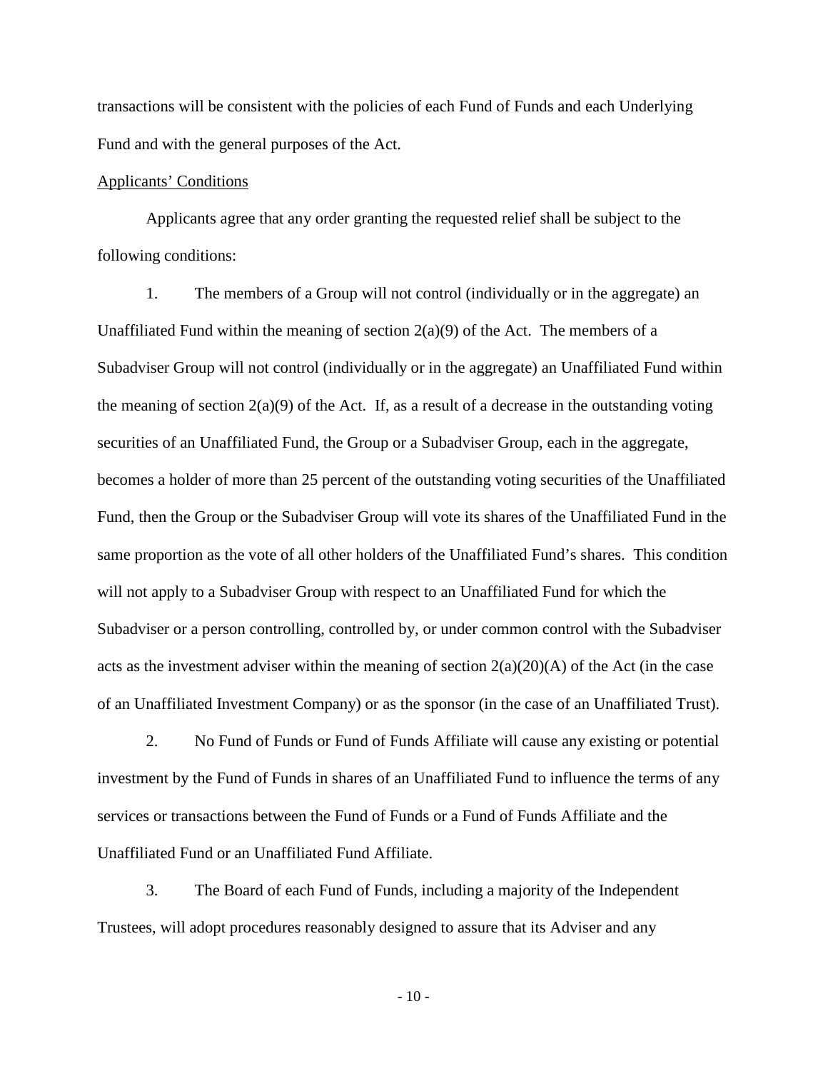transactions will be consistent with the policies of each Fund of Funds and each Underlying Fund and with the general purposes of the Act.

Applicants' Conditions

Applicants agree that any order granting the requested relief shall be subject to the following conditions:

1. The members of a Group will not control (individually or in the aggregate) an Unaffiliated Fund within the meaning of section 2(a)(9) of the Act. The members of a Subadviser Group will not control (individually or in the aggregate) an Unaffiliated Fund within the meaning of section 2(a)(9) of the Act. If, as a result of a decrease in the outstanding voting securities of an Unaffiliated Fund, the Group or a Subadviser Group, each in the aggregate, becomes a holder of more than 25 percent of the outstanding voting securities of the Unaffiliated Fund, then the Group or the Subadviser Group will vote its shares of the Unaffiliated Fund in the same proportion as the vote of all other holders of the Unaffiliated Fund's shares. This condition will not apply to a Subadviser Group with respect to an Unaffiliated Fund for which the Subadviser or a person controlling, controlled by, or under common control with the Subadviser acts as the investment adviser within the meaning of section 2(a)(20)(A) of the Act (in the case of an Unaffiliated Investment Company) or as the sponsor (in the case of an Unaffiliated Trust).

2. No Fund of Funds or Fund of Funds Affiliate will cause any existing or potential investment by the Fund of Funds in shares of an Unaffiliated Fund to influence the terms of any services or transactions between the Fund of Funds or a Fund of Funds Affiliate and the Unaffiliated Fund or an Unaffiliated Fund Affiliate.

3. The Board of each Fund of Funds, including a majority of the Independent Trustees, will adopt procedures reasonably designed to assure that its Adviser and any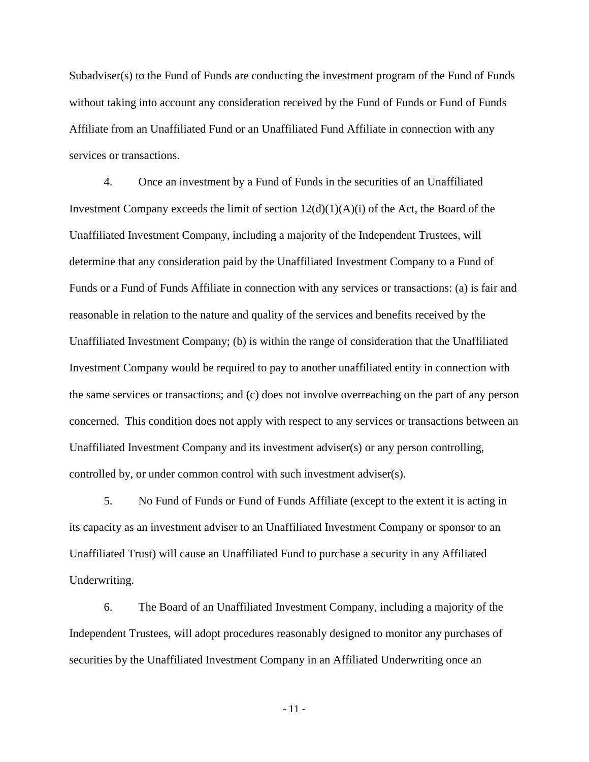Subadviser(s) to the Fund of Funds are conducting the investment program of the Fund of Funds without taking into account any consideration received by the Fund of Funds or Fund of Funds Affiliate from an Unaffiliated Fund or an Unaffiliated Fund Affiliate in connection with any services or transactions.

4. Once an investment by a Fund of Funds in the securities of an Unaffiliated Investment Company exceeds the limit of section 12(d)(1)(A)(i) of the Act, the Board of the Unaffiliated Investment Company, including a majority of the Independent Trustees, will determine that any consideration paid by the Unaffiliated Investment Company to a Fund of Funds or a Fund of Funds Affiliate in connection with any services or transactions: (a) is fair and reasonable in relation to the nature and quality of the services and benefits received by the Unaffiliated Investment Company; (b) is within the range of consideration that the Unaffiliated Investment Company would be required to pay to another unaffiliated entity in connection with the same services or transactions; and (c) does not involve overreaching on the part of any person concerned. This condition does not apply with respect to any services or transactions between an Unaffiliated Investment Company and its investment adviser(s) or any person controlling, controlled by, or under common control with such investment adviser(s).

5. No Fund of Funds or Fund of Funds Affiliate (except to the extent it is acting in its capacity as an investment adviser to an Unaffiliated Investment Company or sponsor to an Unaffiliated Trust) will cause an Unaffiliated Fund to purchase a security in any Affiliated Underwriting.

6. The Board of an Unaffiliated Investment Company, including a majority of the Independent Trustees, will adopt procedures reasonably designed to monitor any purchases of securities by the Unaffiliated Investment Company in an Affiliated Underwriting once an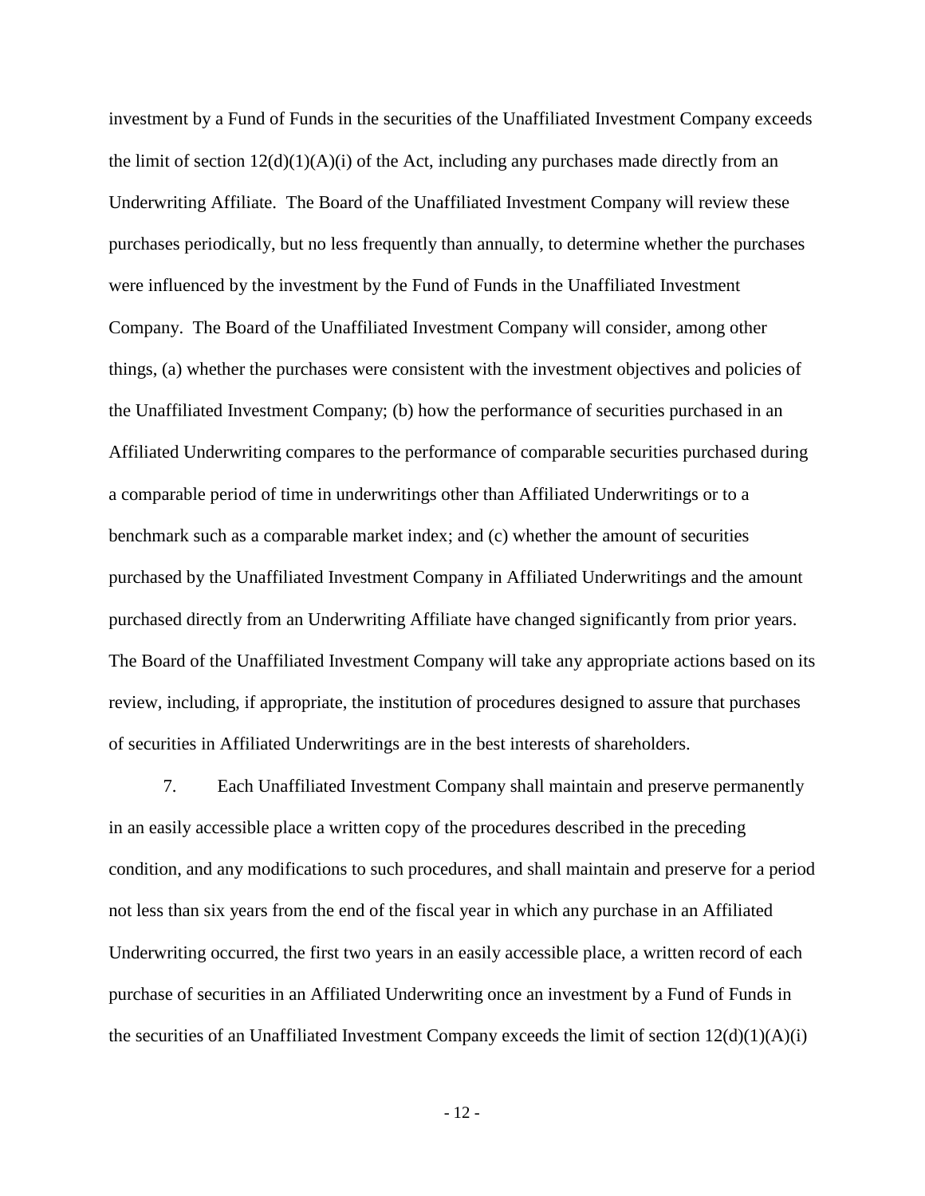investment by a Fund of Funds in the securities of the Unaffiliated Investment Company exceeds the limit of section 12(d)(1)(A)(i) of the Act, including any purchases made directly from an Underwriting Affiliate. The Board of the Unaffiliated Investment Company will review these purchases periodically, but no less frequently than annually, to determine whether the purchases were influenced by the investment by the Fund of Funds in the Unaffiliated Investment Company. The Board of the Unaffiliated Investment Company will consider, among other things, (a) whether the purchases were consistent with the investment objectives and policies of the Unaffiliated Investment Company; (b) how the performance of securities purchased in an Affiliated Underwriting compares to the performance of comparable securities purchased during a comparable period of time in underwritings other than Affiliated Underwritings or to a benchmark such as a comparable market index; and (c) whether the amount of securities purchased by the Unaffiliated Investment Company in Affiliated Underwritings and the amount purchased directly from an Underwriting Affiliate have changed significantly from prior years. The Board of the Unaffiliated Investment Company will take any appropriate actions based on its review, including, if appropriate, the institution of procedures designed to assure that purchases of securities in Affiliated Underwritings are in the best interests of shareholders.

7. Each Unaffiliated Investment Company shall maintain and preserve permanently in an easily accessible place a written copy of the procedures described in the preceding condition, and any modifications to such procedures, and shall maintain and preserve for a period not less than six years from the end of the fiscal year in which any purchase in an Affiliated Underwriting occurred, the first two years in an easily accessible place, a written record of each purchase of securities in an Affiliated Underwriting once an investment by a Fund of Funds in the securities of an Unaffiliated Investment Company exceeds the limit of section 12(d)(1)(A)(i)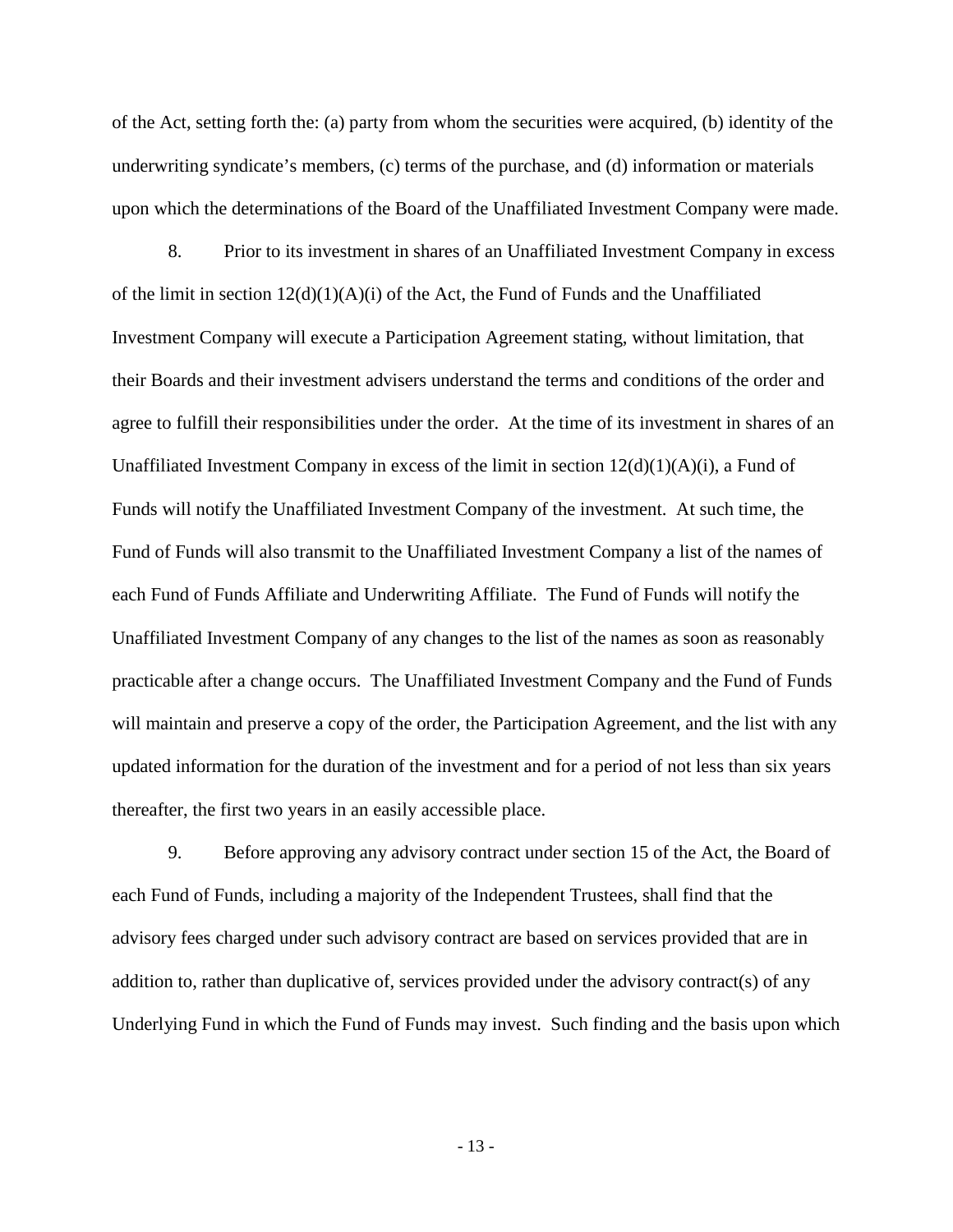of the Act, setting forth the: (a) party from whom the securities were acquired, (b) identity of the underwriting syndicate's members, (c) terms of the purchase, and (d) information or materials upon which the determinations of the Board of the Unaffiliated Investment Company were made.

8. Prior to its investment in shares of an Unaffiliated Investment Company in excess of the limit in section 12(d)(1)(A)(i) of the Act, the Fund of Funds and the Unaffiliated Investment Company will execute a Participation Agreement stating, without limitation, that their Boards and their investment advisers understand the terms and conditions of the order and agree to fulfill their responsibilities under the order. At the time of its investment in shares of an Unaffiliated Investment Company in excess of the limit in section 12(d)(1)(A)(i), a Fund of Funds will notify the Unaffiliated Investment Company of the investment. At such time, the Fund of Funds will also transmit to the Unaffiliated Investment Company a list of the names of each Fund of Funds Affiliate and Underwriting Affiliate. The Fund of Funds will notify the Unaffiliated Investment Company of any changes to the list of the names as soon as reasonably practicable after a change occurs. The Unaffiliated Investment Company and the Fund of Funds will maintain and preserve a copy of the order, the Participation Agreement, and the list with any updated information for the duration of the investment and for a period of not less than six years thereafter, the first two years in an easily accessible place.

9. Before approving any advisory contract under section 15 of the Act, the Board of each Fund of Funds, including a majority of the Independent Trustees, shall find that the advisory fees charged under such advisory contract are based on services provided that are in addition to, rather than duplicative of, services provided under the advisory contract(s) of any Underlying Fund in which the Fund of Funds may invest. Such finding and the basis upon which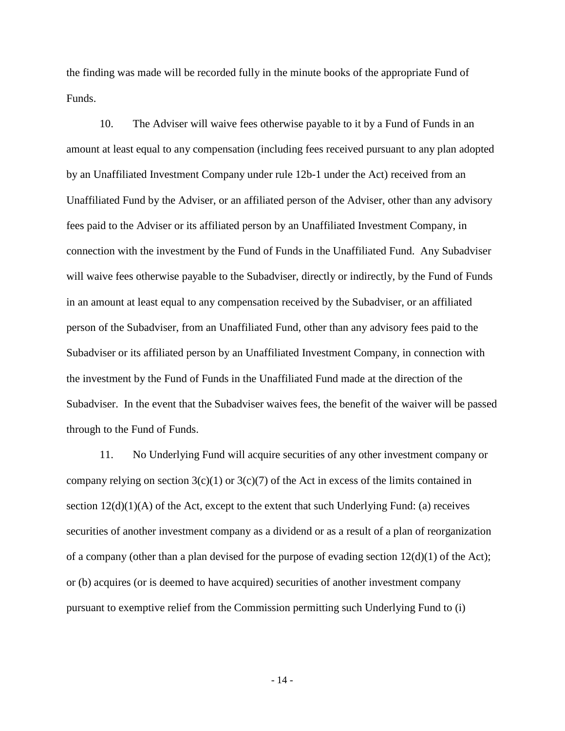the finding was made will be recorded fully in the minute books of the appropriate Fund of Funds.

10. The Adviser will waive fees otherwise payable to it by a Fund of Funds in an amount at least equal to any compensation (including fees received pursuant to any plan adopted by an Unaffiliated Investment Company under rule 12b-1 under the Act) received from an Unaffiliated Fund by the Adviser, or an affiliated person of the Adviser, other than any advisory fees paid to the Adviser or its affiliated person by an Unaffiliated Investment Company, in connection with the investment by the Fund of Funds in the Unaffiliated Fund. Any Subadviser will waive fees otherwise payable to the Subadviser, directly or indirectly, by the Fund of Funds in an amount at least equal to any compensation received by the Subadviser, or an affiliated person of the Subadviser, from an Unaffiliated Fund, other than any advisory fees paid to the Subadviser or its affiliated person by an Unaffiliated Investment Company, in connection with the investment by the Fund of Funds in the Unaffiliated Fund made at the direction of the Subadviser. In the event that the Subadviser waives fees, the benefit of the waiver will be passed through to the Fund of Funds.

11. No Underlying Fund will acquire securities of any other investment company or company relying on section 3(c)(1) or 3(c)(7) of the Act in excess of the limits contained in section 12(d)(1)(A) of the Act, except to the extent that such Underlying Fund: (a) receives securities of another investment company as a dividend or as a result of a plan of reorganization of a company (other than a plan devised for the purpose of evading section 12(d)(1) of the Act); or (b) acquires (or is deemed to have acquired) securities of another investment company pursuant to exemptive relief from the Commission permitting such Underlying Fund to (i)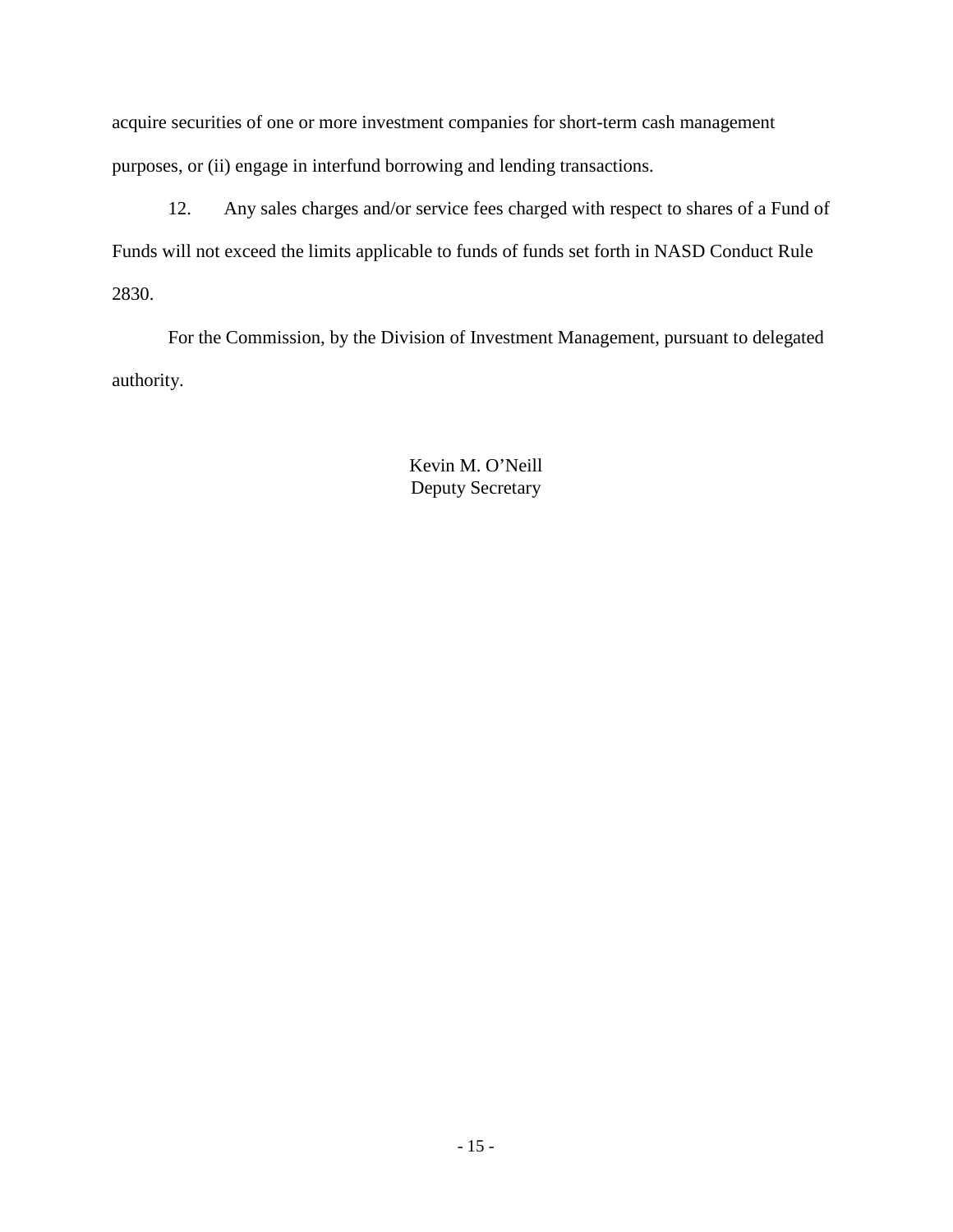acquire securities of one or more investment companies for short-term cash management purposes, or (ii) engage in interfund borrowing and lending transactions.

12. Any sales charges and/or service fees charged with respect to shares of a Fund of Funds will not exceed the limits applicable to funds of funds set forth in NASD Conduct Rule 2830.

For the Commission, by the Division of Investment Management, pursuant to delegated authority.

Kevin M. O'Neill
Deputy Secretary